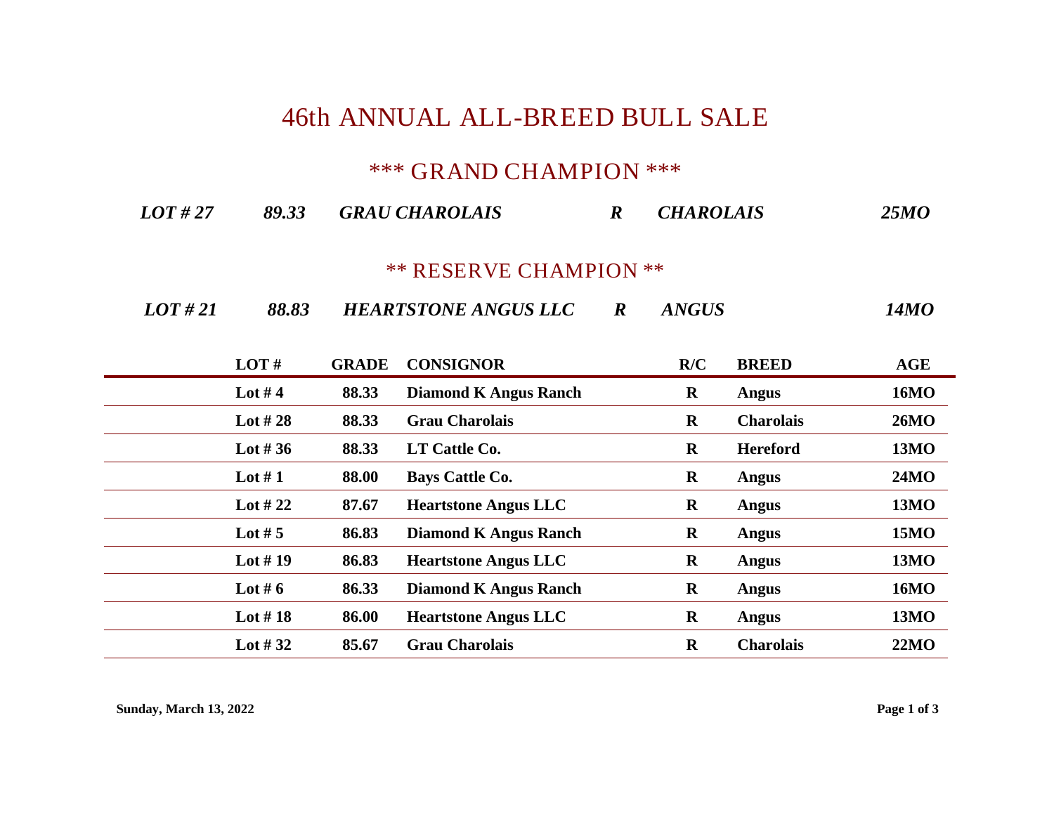# 46th ANNUAL ALL-BREED BULL SALE

## *** GRAND CHAMPION ***

***LOT # 27 89.33 GRAU CHAROLAIS R CHAROLAIS 25MO***

## ** RESERVE CHAMPION **

***LOT # 21 88.83 HEARTSTONE ANGUS LLC R ANGUS 14MO***

| LOT # | GRADE | CONSIGNOR | R/C | BREED | AGE |
|---|---|---|---|---|---|
| **Lot # 4** | **88.33** | **Diamond K Angus Ranch** | **R** | **Angus** | **16MO** |
| **Lot # 28** | **88.33** | **Grau Charolais** | **R** | **Charolais** | **26MO** |
| **Lot # 36** | **88.33** | **LT Cattle Co.** | **R** | **Hereford** | **13MO** |
| **Lot # 1** | **88.00** | **Bays Cattle Co.** | **R** | **Angus** | **24MO** |
| **Lot # 22** | **87.67** | **Heartstone Angus LLC** | **R** | **Angus** | **13MO** |
| **Lot # 5** | **86.83** | **Diamond K Angus Ranch** | **R** | **Angus** | **15MO** |
| **Lot # 19** | **86.83** | **Heartstone Angus LLC** | **R** | **Angus** | **13MO** |
| **Lot # 6** | **86.33** | **Diamond K Angus Ranch** | **R** | **Angus** | **16MO** |
| **Lot # 18** | **86.00** | **Heartstone Angus LLC** | **R** | **Angus** | **13MO** |
| **Lot # 32** | **85.67** | **Grau Charolais** | **R** | **Charolais** | **22MO** |

**Sunday, March 13, 2022**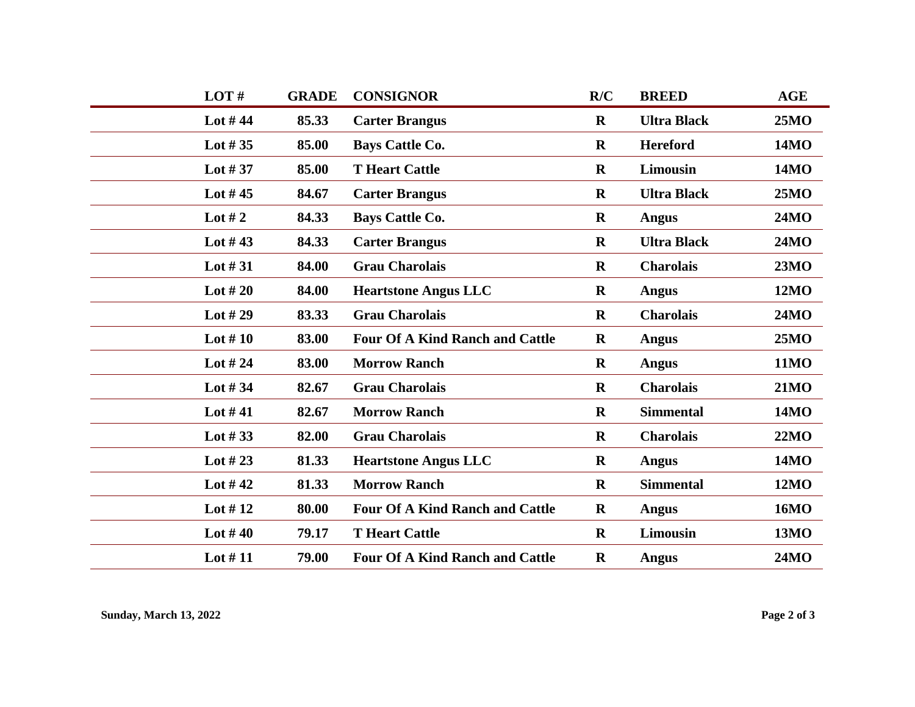| LOT # | GRADE | CONSIGNOR | R/C | BREED | AGE |
|---|---|---|---|---|---|
| Lot # 44 | 85.33 | Carter Brangus | R | Ultra Black | 25MO |
| Lot # 35 | 85.00 | Bays Cattle Co. | R | Hereford | 14MO |
| Lot # 37 | 85.00 | T Heart Cattle | R | Limousin | 14MO |
| Lot # 45 | 84.67 | Carter Brangus | R | Ultra Black | 25MO |
| Lot # 2 | 84.33 | Bays Cattle Co. | R | Angus | 24MO |
| Lot # 43 | 84.33 | Carter Brangus | R | Ultra Black | 24MO |
| Lot # 31 | 84.00 | Grau Charolais | R | Charolais | 23MO |
| Lot # 20 | 84.00 | Heartstone Angus LLC | R | Angus | 12MO |
| Lot # 29 | 83.33 | Grau Charolais | R | Charolais | 24MO |
| Lot # 10 | 83.00 | Four Of A Kind Ranch and Cattle | R | Angus | 25MO |
| Lot # 24 | 83.00 | Morrow Ranch | R | Angus | 11MO |
| Lot # 34 | 82.67 | Grau Charolais | R | Charolais | 21MO |
| Lot # 41 | 82.67 | Morrow Ranch | R | Simmental | 14MO |
| Lot # 33 | 82.00 | Grau Charolais | R | Charolais | 22MO |
| Lot # 23 | 81.33 | Heartstone Angus LLC | R | Angus | 14MO |
| Lot # 42 | 81.33 | Morrow Ranch | R | Simmental | 12MO |
| Lot # 12 | 80.00 | Four Of A Kind Ranch and Cattle | R | Angus | 16MO |
| Lot # 40 | 79.17 | T Heart Cattle | R | Limousin | 13MO |
| Lot # 11 | 79.00 | Four Of A Kind Ranch and Cattle | R | Angus | 24MO |

Sunday, March 13, 2022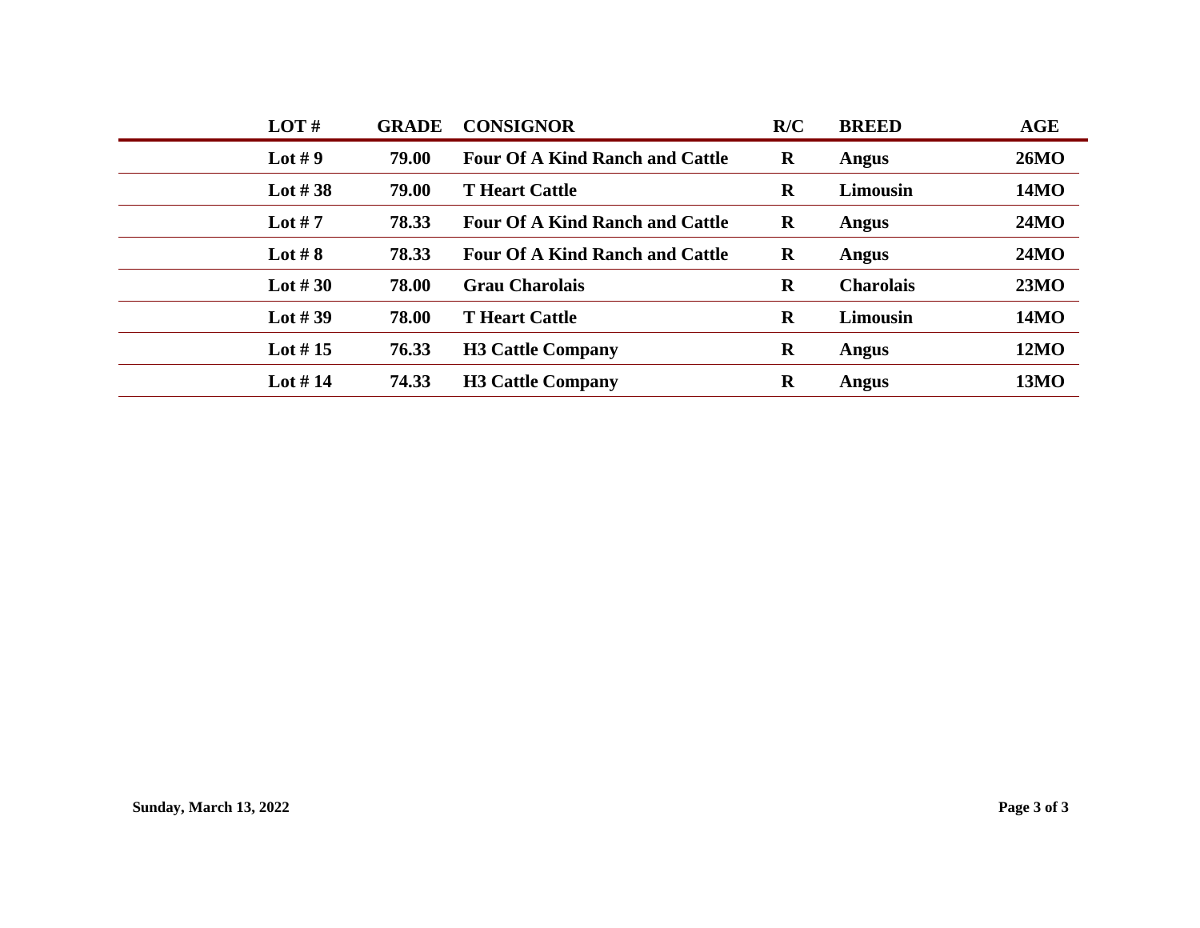| LOT # | GRADE | CONSIGNOR | R/C | BREED | AGE |
|---|---|---|---|---|---|
| Lot # 9 | 79.00 | Four Of A Kind Ranch and Cattle | R | Angus | 26MO |
| Lot # 38 | 79.00 | T Heart Cattle | R | Limousin | 14MO |
| Lot # 7 | 78.33 | Four Of A Kind Ranch and Cattle | R | Angus | 24MO |
| Lot # 8 | 78.33 | Four Of A Kind Ranch and Cattle | R | Angus | 24MO |
| Lot # 30 | 78.00 | Grau Charolais | R | Charolais | 23MO |
| Lot # 39 | 78.00 | T Heart Cattle | R | Limousin | 14MO |
| Lot # 15 | 76.33 | H3 Cattle Company | R | Angus | 12MO |
| Lot # 14 | 74.33 | H3 Cattle Company | R | Angus | 13MO |

Sunday, March 13, 2022